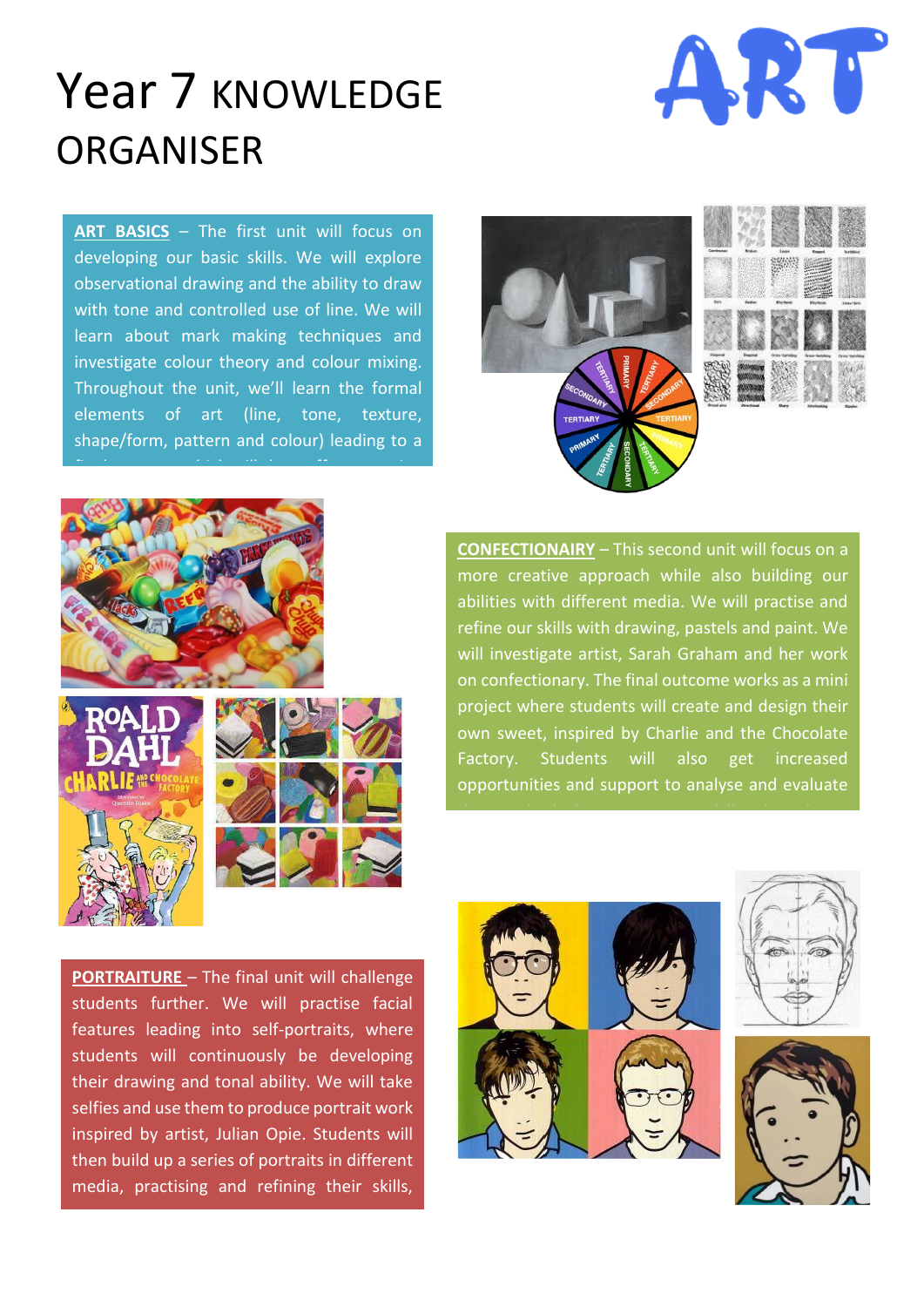# Year 7 KNOWLEDGE ORGANISER

ART

**ART BASICS** – The first unit will focus on developing our basic skills. We will explore observational drawing and the ability to draw with tone and controlled use of line. We will learn about mark making techniques and investigate colour theory and colour mixing. Throughout the unit, we'll learn the formal elements of art (line, tone, texture, shape/form, pattern and colour) leading to a

**CONFECTIONAIRY** – This second unit will focus on a more creative approach while also building our abilities with different media. We will practise and refine our skills with drawing, pastels and paint. We will investigate artist, Sarah Graham and her work on confectionary. The final outcome works as a mini project where students will create and design their own sweet, inspired by Charlie and the Chocolate Factory. Students will also get increased opportunities and support to analyse and evaluate

**PORTRAITURE** – The final unit will challenge students further. We will practise facial features leading into self-portraits, where students will continuously be developing their drawing and tonal ability. We will take selfies and use them to produce portrait work inspired by artist, Julian Opie. Students will then build up a series of portraits in different media, practising and refining their skills,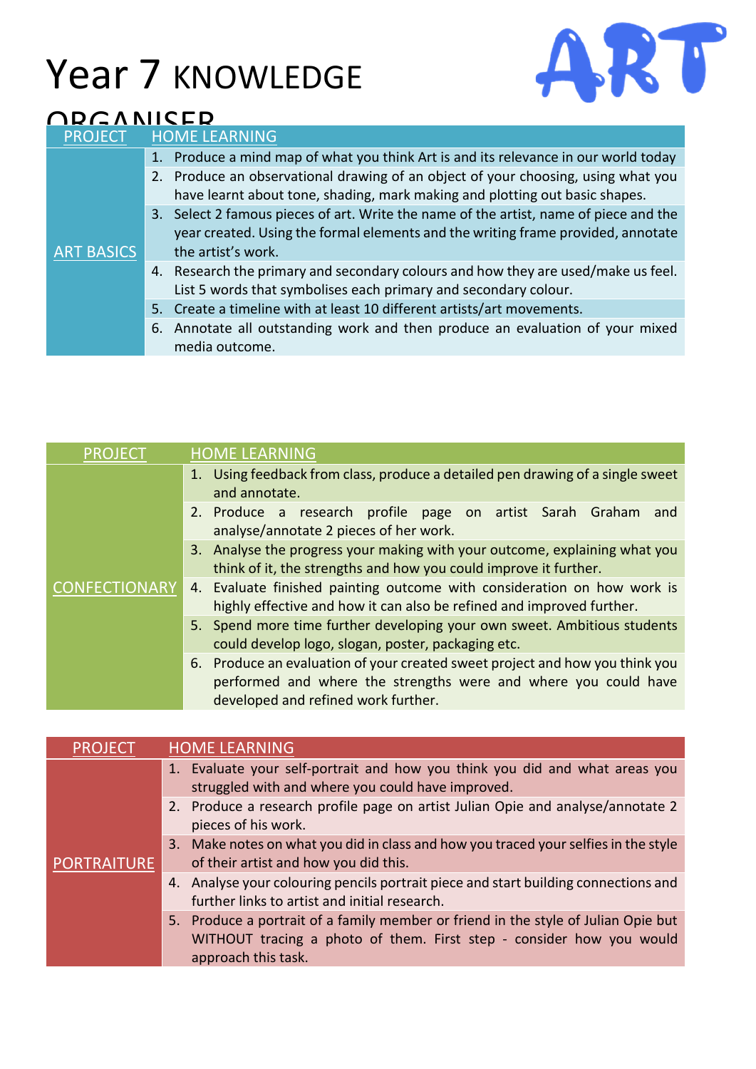# Year 7 KNOWLEDGE ORGANISER

# ART

| PROJECT | HOME LEARNING |
| --- | --- |
| ART BASICS | 1. Produce a mind map of what you think Art is and its relevance in our world today |
| | 2. Produce an observational drawing of an object of your choosing, using what you have learnt about tone, shading, mark making and plotting out basic shapes. |
| | 3. Select 2 famous pieces of art. Write the name of the artist, name of piece and the year created. Using the formal elements and the writing frame provided, annotate the artist's work. |
| | 4. Research the primary and secondary colours and how they are used/make us feel. List 5 words that symbolises each primary and secondary colour. |
| | 5. Create a timeline with at least 10 different artists/art movements. |
| | 6. Annotate all outstanding work and then produce an evaluation of your mixed media outcome. |

| PROJECT | HOME LEARNING |
| --- | --- |
| CONFECTIONARY | 1. Using feedback from class, produce a detailed pen drawing of a single sweet and annotate. |
| | 2. Produce a research profile page on artist Sarah Graham and analyse/annotate 2 pieces of her work. |
| | 3. Analyse the progress your making with your outcome, explaining what you think of it, the strengths and how you could improve it further. |
| | 4. Evaluate finished painting outcome with consideration on how work is highly effective and how it can also be refined and improved further. |
| | 5. Spend more time further developing your own sweet. Ambitious students could develop logo, slogan, poster, packaging etc. |
| | 6. Produce an evaluation of your created sweet project and how you think you performed and where the strengths were and where you could have developed and refined work further. |

| PROJECT | HOME LEARNING |
| --- | --- |
| PORTRAITURE | 1. Evaluate your self-portrait and how you think you did and what areas you struggled with and where you could have improved. |
| | 2. Produce a research profile page on artist Julian Opie and analyse/annotate 2 pieces of his work. |
| | 3. Make notes on what you did in class and how you traced your selfies in the style of their artist and how you did this. |
| | 4. Analyse your colouring pencils portrait piece and start building connections and further links to artist and initial research. |
| | 5. Produce a portrait of a family member or friend in the style of Julian Opie but WITHOUT tracing a photo of them. First step - consider how you would approach this task. |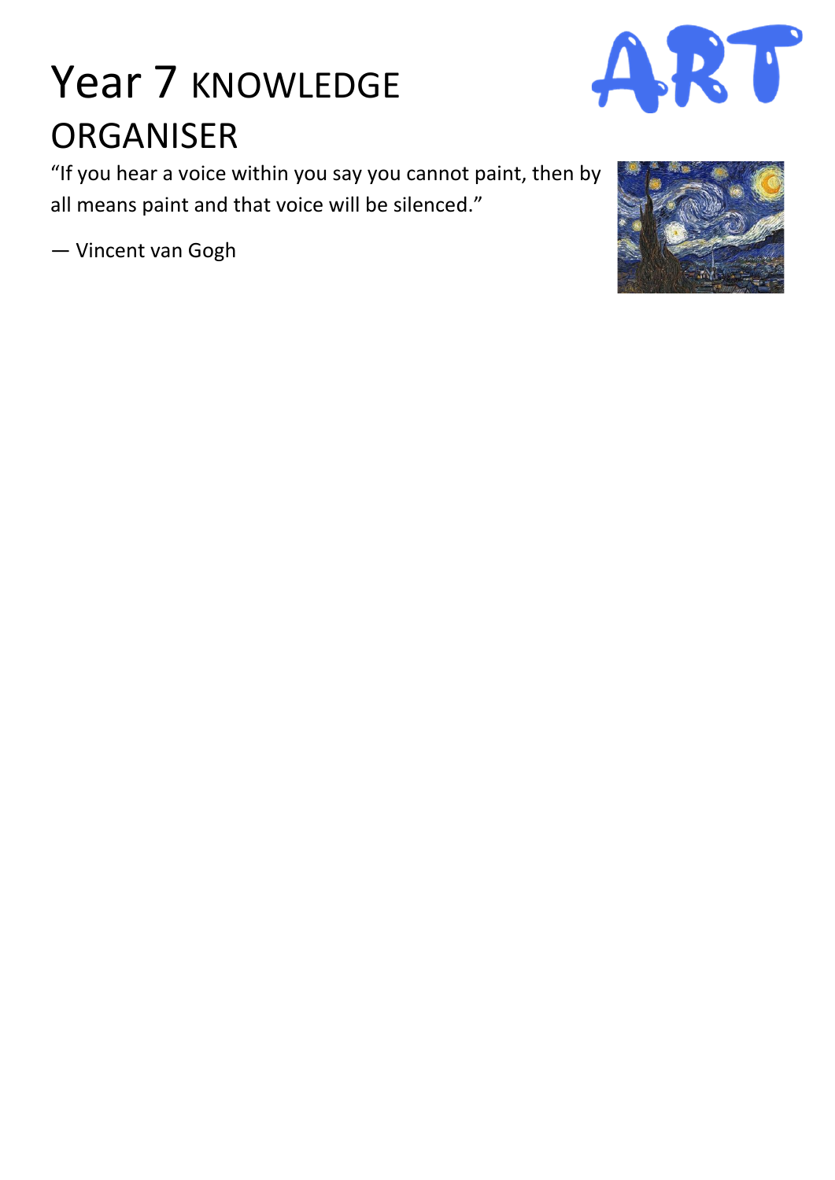# Year 7 KNOWLEDGE ORGANISER

"If you hear a voice within you say you cannot paint, then by all means paint and that voice will be silenced."

— Vincent van Gogh